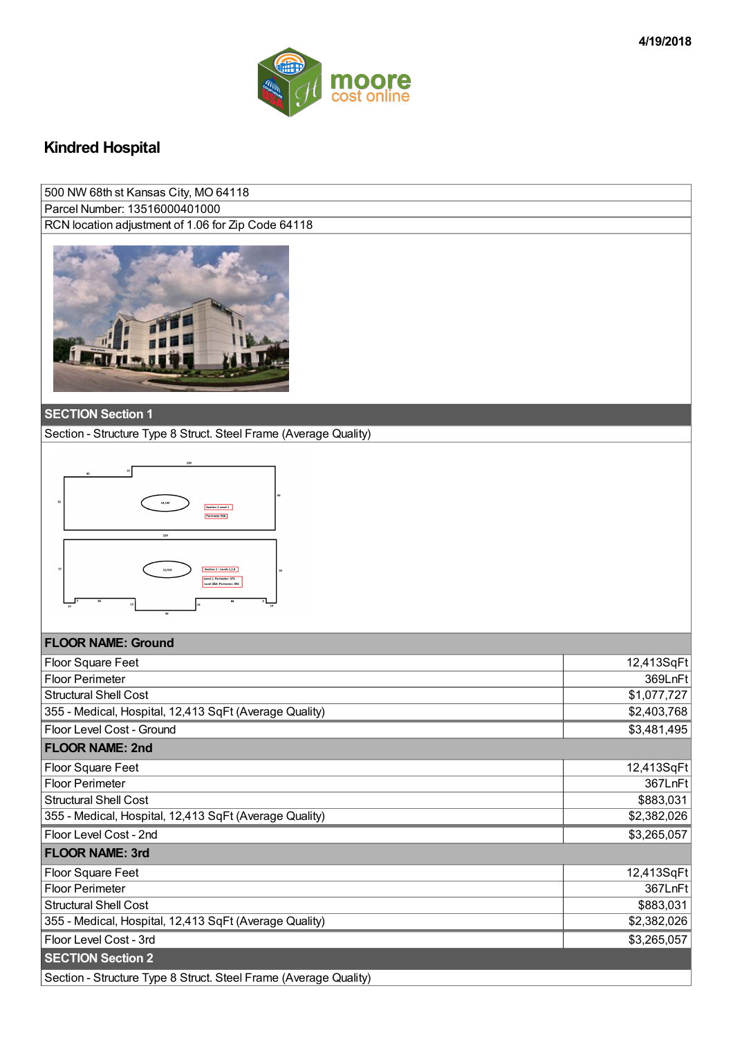4/19/2018

# Kindred Hospital

| 500 NW 68th st Kansas City, MO 64118 |
|---|
| Parcel Number: 13516000401000 |
| RCN location adjustment of 1.06 for Zip Code 64118 |

## SECTION Section 1

Section - Structure Type 8 Struct. Steel Frame (Average Quality)

| FLOOR NAME: Ground | |
|---|---|
| Floor Square Feet | 12,413SqFt |
| Floor Perimeter | 369LnFt |
| Structural Shell Cost | $1,077,727 |
| 355 - Medical, Hospital, 12,413 SqFt (Average Quality) | $2,403,768 |
| Floor Level Cost - Ground | $3,481,495 |

| FLOOR NAME: 2nd | |
|---|---|
| Floor Square Feet | 12,413SqFt |
| Floor Perimeter | 367LnFt |
| Structural Shell Cost | $883,031 |
| 355 - Medical, Hospital, 12,413 SqFt (Average Quality) | $2,382,026 |
| Floor Level Cost - 2nd | $3,265,057 |

| FLOOR NAME: 3rd | |
|---|---|
| Floor Square Feet | 12,413SqFt |
| Floor Perimeter | 367LnFt |
| Structural Shell Cost | $883,031 |
| 355 - Medical, Hospital, 12,413 SqFt (Average Quality) | $2,382,026 |
| Floor Level Cost - 3rd | $3,265,057 |

## SECTION Section 2

Section - Structure Type 8 Struct. Steel Frame (Average Quality)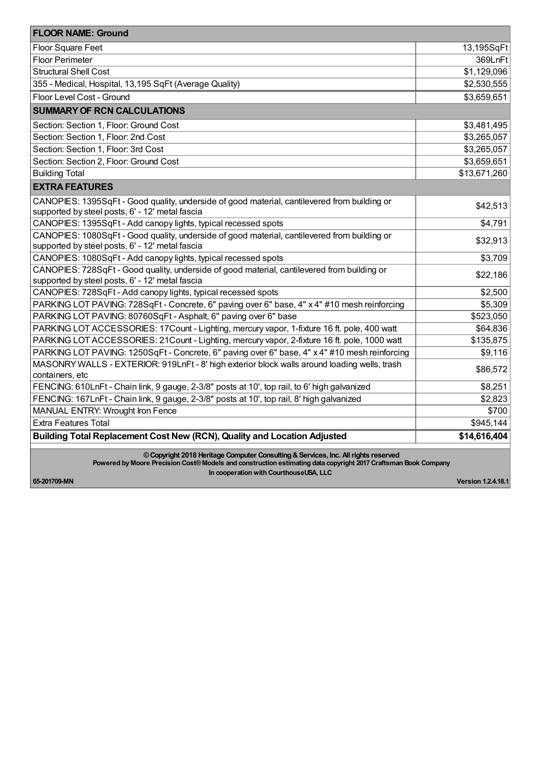| FLOOR NAME: Ground | |
|---|---|
| Floor Square Feet | 13,195SqFt |
| Floor Perimeter | 369LnFt |
| Structural Shell Cost | $1,129,096 |
| 355 - Medical, Hospital, 13,195 SqFt (Average Quality) | $2,530,555 |
| Floor Level Cost - Ground | $3,659,651 |
| **SUMMARY OF RCN CALCULATIONS** | |
| Section: Section 1, Floor: Ground Cost | $3,481,495 |
| Section: Section 1, Floor: 2nd Cost | $3,265,057 |
| Section: Section 1, Floor: 3rd Cost | $3,265,057 |
| Section: Section 2, Floor: Ground Cost | $3,659,651 |
| Building Total | $13,671,260 |
| **EXTRA FEATURES** | |
| CANOPIES: 1395SqFt - Good quality, underside of good material, cantilevered from building or supported by steel posts, 6' - 12' metal fascia | $42,513 |
| CANOPIES: 1395SqFt - Add canopy lights, typical recessed spots | $4,791 |
| CANOPIES: 1080SqFt - Good quality, underside of good material, cantilevered from building or supported by steel posts, 6' - 12' metal fascia | $32,913 |
| CANOPIES: 1080SqFt - Add canopy lights, typical recessed spots | $3,709 |
| CANOPIES: 728SqFt - Good quality, underside of good material, cantilevered from building or supported by steel posts, 6' - 12' metal fascia | $22,186 |
| CANOPIES: 728SqFt - Add canopy lights, typical recessed spots | $2,500 |
| PARKING LOT PAVING: 728SqFt - Concrete, 6" paving over 6" base, 4" x 4" #10 mesh reinforcing | $5,309 |
| PARKING LOT PAVING: 80760SqFt - Asphalt, 6" paving over 6" base | $523,050 |
| PARKING LOT ACCESSORIES: 17Count - Lighting, mercury vapor, 1-fixture 16 ft. pole, 400 watt | $64,836 |
| PARKING LOT ACCESSORIES: 21Count - Lighting, mercury vapor, 2-fixture 16 ft. pole, 1000 watt | $135,875 |
| PARKING LOT PAVING: 1250SqFt - Concrete, 6" paving over 6" base, 4" x 4" #10 mesh reinforcing | $9,116 |
| MASONRY WALLS - EXTERIOR: 919LnFt - 8' high exterior block walls around loading wells, trash containers, etc | $86,572 |
| FENCING: 610LnFt - Chain link, 9 gauge, 2-3/8" posts at 10', top rail, to 6' high galvanized | $8,251 |
| FENCING: 167LnFt - Chain link, 9 gauge, 2-3/8" posts at 10', top rail, 8' high galvanized | $2,823 |
| MANUAL ENTRY: Wrought Iron Fence | $700 |
| Extra Features Total | $945,144 |
| **Building Total Replacement Cost New (RCN), Quality and Location Adjusted** | **$14,616,404** |

**© Copyright 2018 Heritage Computer Consulting & Services, Inc. All rights reserved**
**Powered by Moore Precision Cost® Models and construction estimating data copyright 2017 Craftsman Book Company**
**In cooperation with CourthouseUSA, LLC**

**65-201709-MN** **Version 1.2.4.18.1**